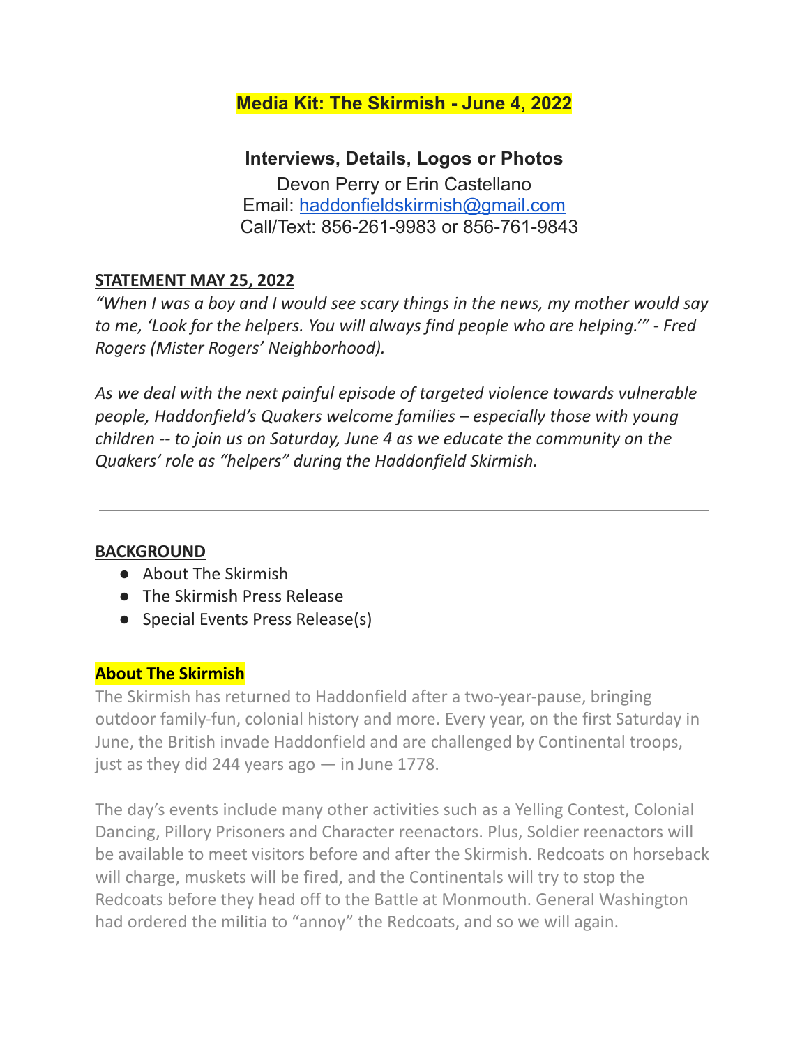# Media Kit: The Skirmish - June 4, 2022

### Interviews, Details, Logos or Photos

Devon Perry or Erin Castellano
Email: [haddonfieldskirmish@gmail.com](mailto:haddonfieldskirmish@gmail.com)
Call/Text: 856-261-9983 or 856-761-9843

**STATEMENT MAY 25, 2022**

*"When I was a boy and I would see scary things in the news, my mother would say to me, 'Look for the helpers. You will always find people who are helping.'" - Fred Rogers (Mister Rogers' Neighborhood).*

*As we deal with the next painful episode of targeted violence towards vulnerable people, Haddonfield's Quakers welcome families – especially those with young children -- to join us on Saturday, June 4 as we educate the community on the Quakers' role as "helpers" during the Haddonfield Skirmish.*

---

**BACKGROUND**

- About The Skirmish
- The Skirmish Press Release
- Special Events Press Release(s)

**About The Skirmish**

The Skirmish has returned to Haddonfield after a two-year-pause, bringing outdoor family-fun, colonial history and more. Every year, on the first Saturday in June, the British invade Haddonfield and are challenged by Continental troops, just as they did 244 years ago — in June 1778.

The day's events include many other activities such as a Yelling Contest, Colonial Dancing, Pillory Prisoners and Character reenactors. Plus, Soldier reenactors will be available to meet visitors before and after the Skirmish. Redcoats on horseback will charge, muskets will be fired, and the Continentals will try to stop the Redcoats before they head off to the Battle at Monmouth. General Washington had ordered the militia to "annoy" the Redcoats, and so we will again.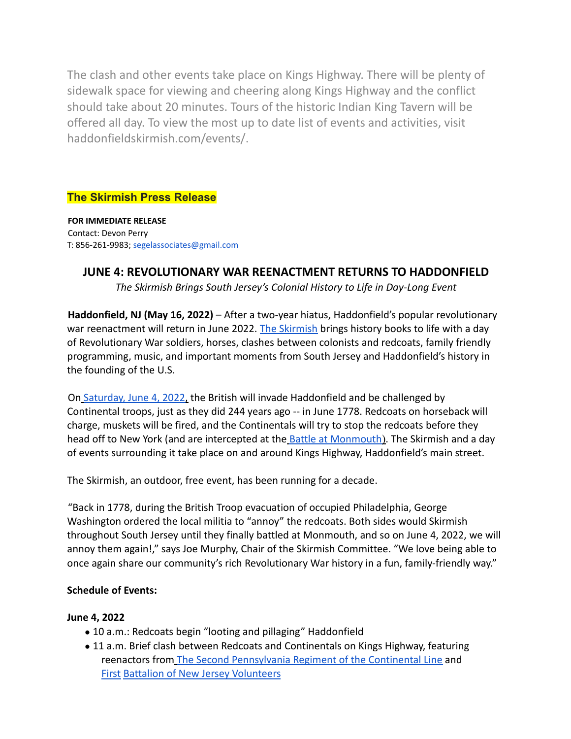The clash and other events take place on Kings Highway. There will be plenty of sidewalk space for viewing and cheering along Kings Highway and the conflict should take about 20 minutes. Tours of the historic Indian King Tavern will be offered all day. To view the most up to date list of events and activities, visit haddonfieldskirmish.com/events/.

## The Skirmish Press Release

**FOR IMMEDIATE RELEASE**
Contact: Devon Perry
T: 856-261-9983; segelassociates@gmail.com

### JUNE 4: REVOLUTIONARY WAR REENACTMENT RETURNS TO HADDONFIELD

*The Skirmish Brings South Jersey's Colonial History to Life in Day-Long Event*

**Haddonfield, NJ (May 16, 2022)** – After a two-year hiatus, Haddonfield's popular revolutionary war reenactment will return in June 2022. The Skirmish brings history books to life with a day of Revolutionary War soldiers, horses, clashes between colonists and redcoats, family friendly programming, music, and important moments from South Jersey and Haddonfield's history in the founding of the U.S.

On Saturday, June 4, 2022, the British will invade Haddonfield and be challenged by Continental troops, just as they did 244 years ago -- in June 1778. Redcoats on horseback will charge, muskets will be fired, and the Continentals will try to stop the redcoats before they head off to New York (and are intercepted at the Battle at Monmouth). The Skirmish and a day of events surrounding it take place on and around Kings Highway, Haddonfield's main street.

The Skirmish, an outdoor, free event, has been running for a decade.

"Back in 1778, during the British Troop evacuation of occupied Philadelphia, George Washington ordered the local militia to "annoy" the redcoats. Both sides would Skirmish throughout South Jersey until they finally battled at Monmouth, and so on June 4, 2022, we will annoy them again!," says Joe Murphy, Chair of the Skirmish Committee. "We love being able to once again share our community's rich Revolutionary War history in a fun, family-friendly way."

**Schedule of Events:**

**June 4, 2022**

- 10 a.m.: Redcoats begin "looting and pillaging" Haddonfield
- 11 a.m. Brief clash between Redcoats and Continentals on Kings Highway, featuring reenactors from The Second Pennsylvania Regiment of the Continental Line and First Battalion of New Jersey Volunteers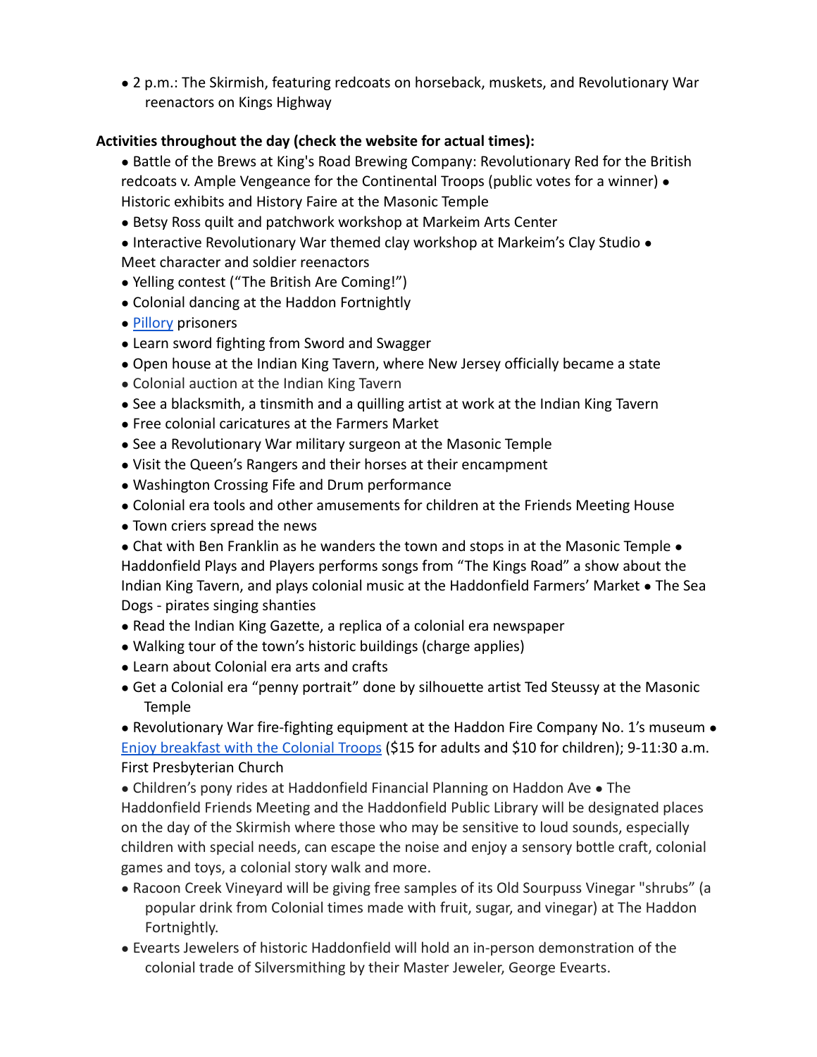- 2 p.m.: The Skirmish, featuring redcoats on horseback, muskets, and Revolutionary War reenactors on Kings Highway

**Activities throughout the day (check the website for actual times):**

- Battle of the Brews at King's Road Brewing Company: Revolutionary Red for the British redcoats v. Ample Vengeance for the Continental Troops (public votes for a winner)
- Historic exhibits and History Faire at the Masonic Temple
- Betsy Ross quilt and patchwork workshop at Markeim Arts Center
- Interactive Revolutionary War themed clay workshop at Markeim's Clay Studio
- Meet character and soldier reenactors
- Yelling contest ("The British Are Coming!")
- Colonial dancing at the Haddon Fortnightly
- [Pillory](#) prisoners
- Learn sword fighting from Sword and Swagger
- Open house at the Indian King Tavern, where New Jersey officially became a state
- Colonial auction at the Indian King Tavern
- See a blacksmith, a tinsmith and a quilling artist at work at the Indian King Tavern
- Free colonial caricatures at the Farmers Market
- See a Revolutionary War military surgeon at the Masonic Temple
- Visit the Queen's Rangers and their horses at their encampment
- Washington Crossing Fife and Drum performance
- Colonial era tools and other amusements for children at the Friends Meeting House
- Town criers spread the news
- Chat with Ben Franklin as he wanders the town and stops in at the Masonic Temple
- Haddonfield Plays and Players performs songs from "The Kings Road" a show about the Indian King Tavern, and plays colonial music at the Haddonfield Farmers' Market
- The Sea Dogs - pirates singing shanties
- Read the Indian King Gazette, a replica of a colonial era newspaper
- Walking tour of the town's historic buildings (charge applies)
- Learn about Colonial era arts and crafts
- Get a Colonial era "penny portrait" done by silhouette artist Ted Steussy at the Masonic Temple
- Revolutionary War fire-fighting equipment at the Haddon Fire Company No. 1's museum
- [Enjoy breakfast with the Colonial Troops](#) ($15 for adults and $10 for children); 9-11:30 a.m. First Presbyterian Church
- Children's pony rides at Haddonfield Financial Planning on Haddon Ave
- The Haddonfield Friends Meeting and the Haddonfield Public Library will be designated places on the day of the Skirmish where those who may be sensitive to loud sounds, especially children with special needs, can escape the noise and enjoy a sensory bottle craft, colonial games and toys, a colonial story walk and more.
- Racoon Creek Vineyard will be giving free samples of its Old Sourpuss Vinegar "shrubs" (a popular drink from Colonial times made with fruit, sugar, and vinegar) at The Haddon Fortnightly.
- Evearts Jewelers of historic Haddonfield will hold an in-person demonstration of the colonial trade of Silversmithing by their Master Jeweler, George Evearts.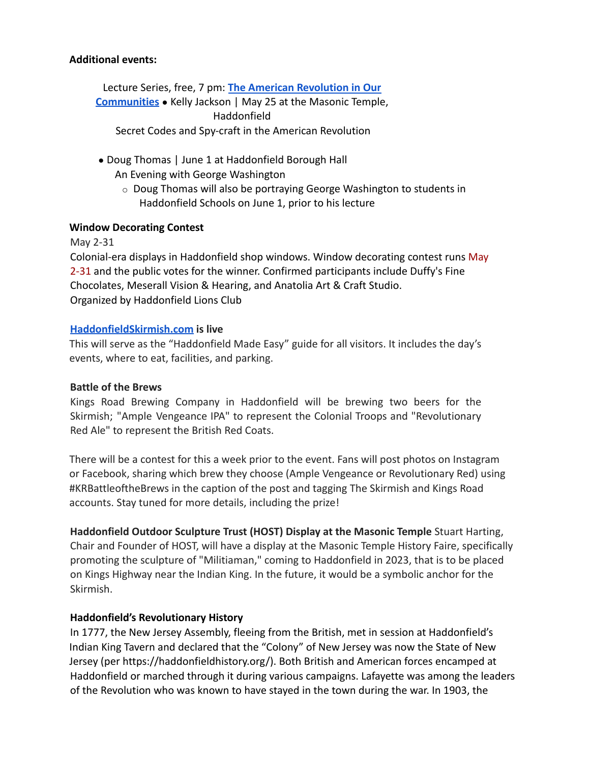**Additional events:**

Lecture Series, free, 7 pm: **The American Revolution in Our Communities** • Kelly Jackson | May 25 at the Masonic Temple, Haddonfield
Secret Codes and Spy-craft in the American Revolution

- Doug Thomas | June 1 at Haddonfield Borough Hall
  An Evening with George Washington
  - Doug Thomas will also be portraying George Washington to students in Haddonfield Schools on June 1, prior to his lecture

**Window Decorating Contest**
May 2-31
Colonial-era displays in Haddonfield shop windows. Window decorating contest runs May 2-31 and the public votes for the winner. Confirmed participants include Duffy's Fine Chocolates, Meserall Vision & Hearing, and Anatolia Art & Craft Studio.
Organized by Haddonfield Lions Club

**HaddonfieldSkirmish.com is live**
This will serve as the "Haddonfield Made Easy" guide for all visitors. It includes the day's events, where to eat, facilities, and parking.

**Battle of the Brews**
Kings Road Brewing Company in Haddonfield will be brewing two beers for the Skirmish; "Ample Vengeance IPA" to represent the Colonial Troops and "Revolutionary Red Ale" to represent the British Red Coats.

There will be a contest for this a week prior to the event. Fans will post photos on Instagram or Facebook, sharing which brew they choose (Ample Vengeance or Revolutionary Red) using #KRBattleoftheBrews in the caption of the post and tagging The Skirmish and Kings Road accounts. Stay tuned for more details, including the prize!

**Haddonfield Outdoor Sculpture Trust (HOST) Display at the Masonic Temple** Stuart Harting, Chair and Founder of HOST, will have a display at the Masonic Temple History Faire, specifically promoting the sculpture of "Militiaman," coming to Haddonfield in 2023, that is to be placed on Kings Highway near the Indian King. In the future, it would be a symbolic anchor for the Skirmish.

**Haddonfield's Revolutionary History**
In 1777, the New Jersey Assembly, fleeing from the British, met in session at Haddonfield's Indian King Tavern and declared that the "Colony" of New Jersey was now the State of New Jersey (per https://haddonfieldhistory.org/). Both British and American forces encamped at Haddonfield or marched through it during various campaigns. Lafayette was among the leaders of the Revolution who was known to have stayed in the town during the war. In 1903, the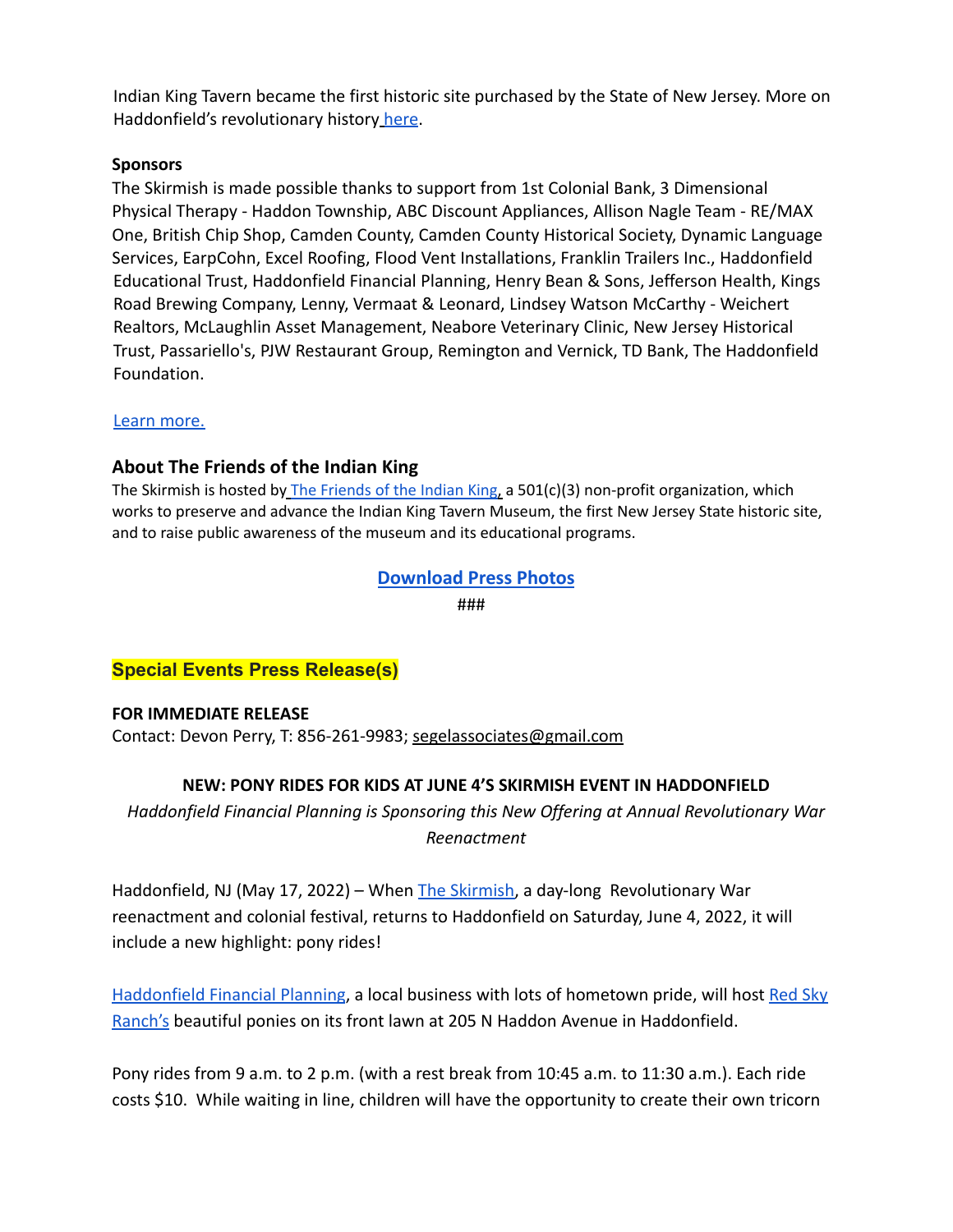Indian King Tavern became the first historic site purchased by the State of New Jersey. More on Haddonfield's revolutionary history here.

**Sponsors**

The Skirmish is made possible thanks to support from 1st Colonial Bank, 3 Dimensional Physical Therapy - Haddon Township, ABC Discount Appliances, Allison Nagle Team - RE/MAX One, British Chip Shop, Camden County, Camden County Historical Society, Dynamic Language Services, EarpCohn, Excel Roofing, Flood Vent Installations, Franklin Trailers Inc., Haddonfield Educational Trust, Haddonfield Financial Planning, Henry Bean & Sons, Jefferson Health, Kings Road Brewing Company, Lenny, Vermaat & Leonard, Lindsey Watson McCarthy - Weichert Realtors, McLaughlin Asset Management, Neabore Veterinary Clinic, New Jersey Historical Trust, Passariello's, PJW Restaurant Group, Remington and Vernick, TD Bank, The Haddonfield Foundation.

Learn more.

### About The Friends of the Indian King

The Skirmish is hosted by The Friends of the Indian King, a 501(c)(3) non-profit organization, which works to preserve and advance the Indian King Tavern Museum, the first New Jersey State historic site, and to raise public awareness of the museum and its educational programs.

**Download Press Photos**

###

## Special Events Press Release(s)

**FOR IMMEDIATE RELEASE**

Contact: Devon Perry, T: 856-261-9983; segelassociates@gmail.com

**NEW: PONY RIDES FOR KIDS AT JUNE 4'S SKIRMISH EVENT IN HADDONFIELD**

*Haddonfield Financial Planning is Sponsoring this New Offering at Annual Revolutionary War Reenactment*

Haddonfield, NJ (May 17, 2022) – When The Skirmish, a day-long Revolutionary War reenactment and colonial festival, returns to Haddonfield on Saturday, June 4, 2022, it will include a new highlight: pony rides!

Haddonfield Financial Planning, a local business with lots of hometown pride, will host Red Sky Ranch's beautiful ponies on its front lawn at 205 N Haddon Avenue in Haddonfield.

Pony rides from 9 a.m. to 2 p.m. (with a rest break from 10:45 a.m. to 11:30 a.m.). Each ride costs $10. While waiting in line, children will have the opportunity to create their own tricorn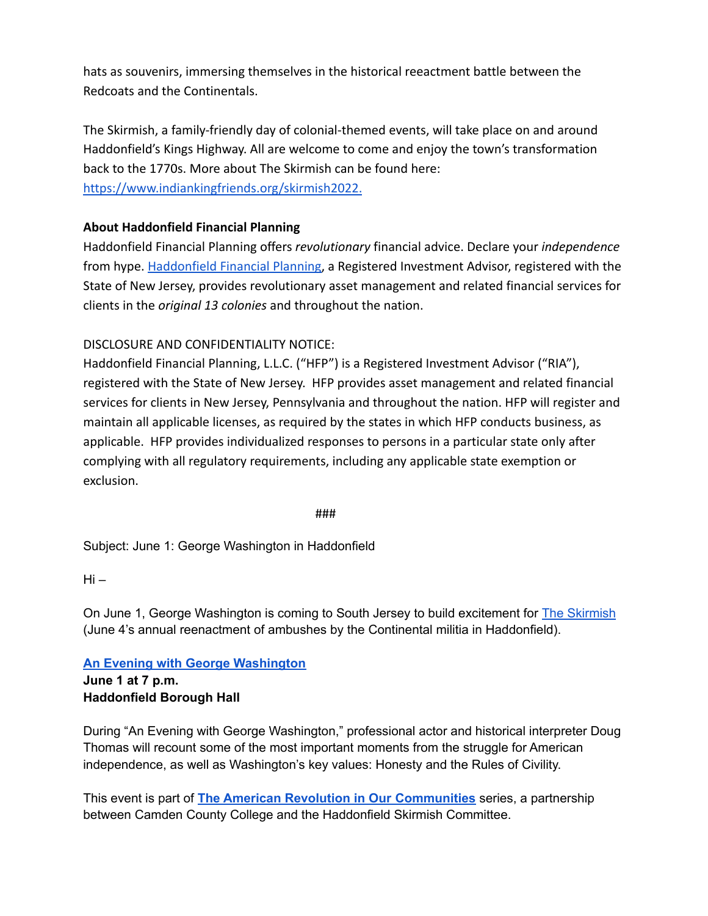hats as souvenirs, immersing themselves in the historical reeactment battle between the Redcoats and the Continentals.

The Skirmish, a family-friendly day of colonial-themed events, will take place on and around Haddonfield's Kings Highway. All are welcome to come and enjoy the town's transformation back to the 1770s. More about The Skirmish can be found here: [https://www.indiankingfriends.org/skirmish2022.](https://www.indiankingfriends.org/skirmish2022)

**About Haddonfield Financial Planning**

Haddonfield Financial Planning offers *revolutionary* financial advice. Declare your *independence* from hype. [Haddonfield Financial Planning](), a Registered Investment Advisor, registered with the State of New Jersey, provides revolutionary asset management and related financial services for clients in the *original 13 colonies* and throughout the nation.

DISCLOSURE AND CONFIDENTIALITY NOTICE:

Haddonfield Financial Planning, L.L.C. ("HFP") is a Registered Investment Advisor ("RIA"), registered with the State of New Jersey. HFP provides asset management and related financial services for clients in New Jersey, Pennsylvania and throughout the nation. HFP will register and maintain all applicable licenses, as required by the states in which HFP conducts business, as applicable. HFP provides individualized responses to persons in a particular state only after complying with all regulatory requirements, including any applicable state exemption or exclusion.

###

Subject: June 1: George Washington in Haddonfield

Hi –

On June 1, George Washington is coming to South Jersey to build excitement for [The Skirmish]() (June 4's annual reenactment of ambushes by the Continental militia in Haddonfield).

**[An Evening with George Washington]()**
**June 1 at 7 p.m.**
**Haddonfield Borough Hall**

During "An Evening with George Washington," professional actor and historical interpreter Doug Thomas will recount some of the most important moments from the struggle for American independence, as well as Washington's key values: Honesty and the Rules of Civility.

This event is part of **[The American Revolution in Our Communities]()** series, a partnership between Camden County College and the Haddonfield Skirmish Committee.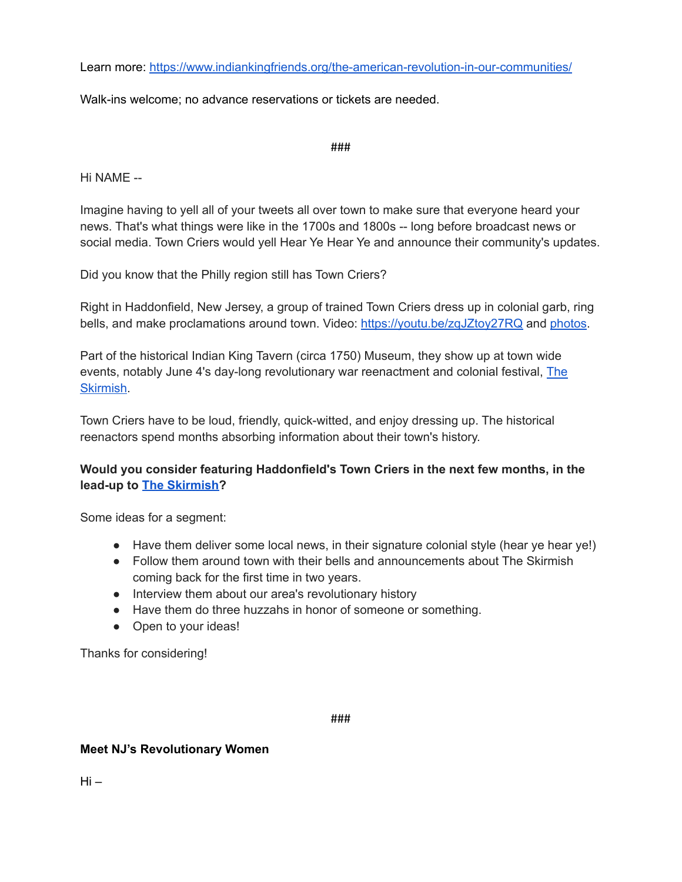Learn more: [https://www.indiankingfriends.org/the-american-revolution-in-our-communities/](https://www.indiankingfriends.org/the-american-revolution-in-our-communities/)

Walk-ins welcome; no advance reservations or tickets are needed.

###

Hi NAME --

Imagine having to yell all of your tweets all over town to make sure that everyone heard your news. That's what things were like in the 1700s and 1800s -- long before broadcast news or social media. Town Criers would yell Hear Ye Hear Ye and announce their community's updates.

Did you know that the Philly region still has Town Criers?

Right in Haddonfield, New Jersey, a group of trained Town Criers dress up in colonial garb, ring bells, and make proclamations around town. Video: [https://youtu.be/zqJZtoy27RQ](https://youtu.be/zqJZtoy27RQ) and photos.

Part of the historical Indian King Tavern (circa 1750) Museum, they show up at town wide events, notably June 4's day-long revolutionary war reenactment and colonial festival, The Skirmish.

Town Criers have to be loud, friendly, quick-witted, and enjoy dressing up. The historical reenactors spend months absorbing information about their town's history.

**Would you consider featuring Haddonfield's Town Criers in the next few months, in the lead-up to The Skirmish?**

Some ideas for a segment:

- Have them deliver some local news, in their signature colonial style (hear ye hear ye!)
- Follow them around town with their bells and announcements about The Skirmish coming back for the first time in two years.
- Interview them about our area's revolutionary history
- Have them do three huzzahs in honor of someone or something.
- Open to your ideas!

Thanks for considering!

###

**Meet NJ's Revolutionary Women**

Hi –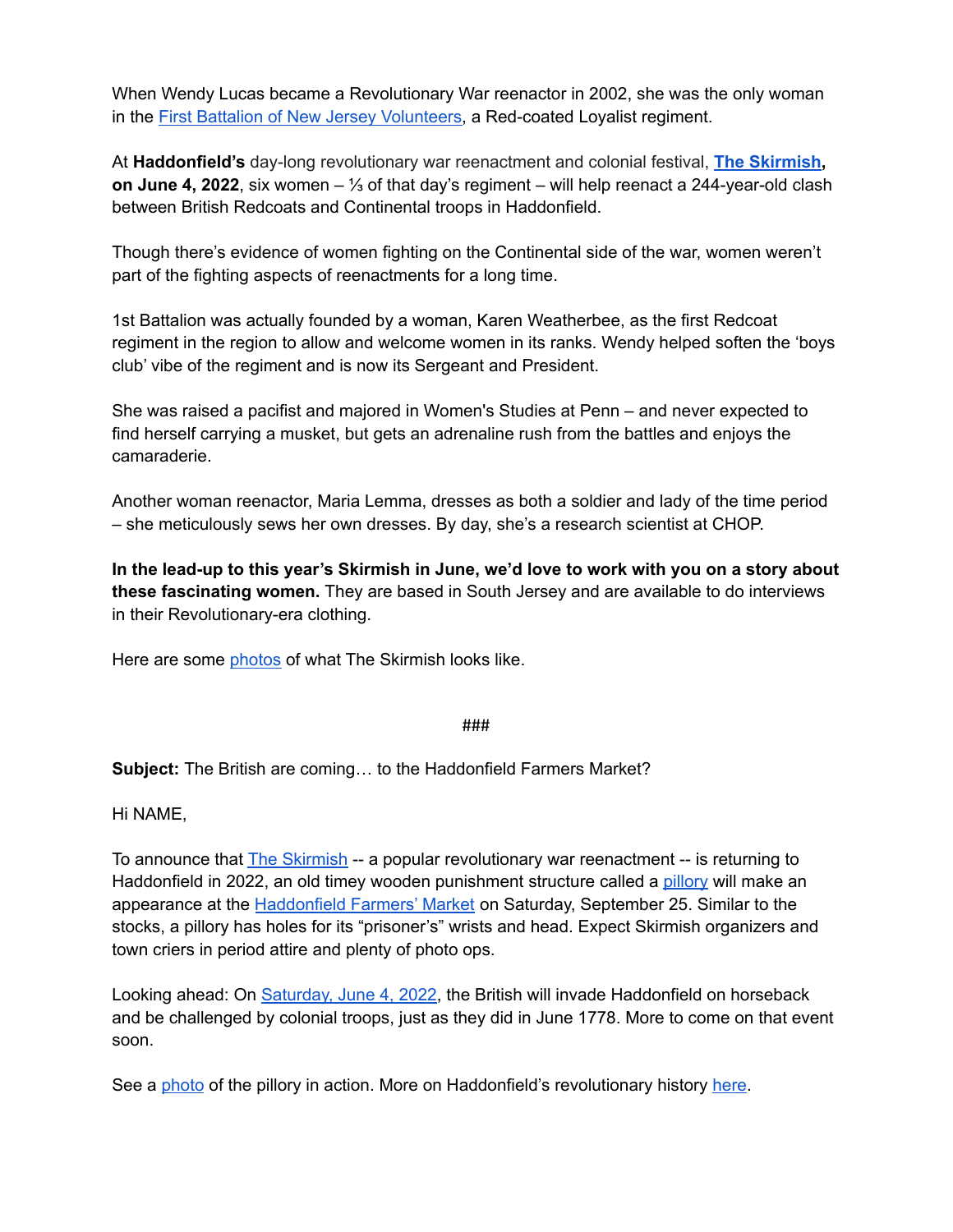When Wendy Lucas became a Revolutionary War reenactor in 2002, she was the only woman in the First Battalion of New Jersey Volunteers, a Red-coated Loyalist regiment.

At **Haddonfield's** day-long revolutionary war reenactment and colonial festival, **The Skirmish, on June 4, 2022**, six women – ⅓ of that day's regiment – will help reenact a 244-year-old clash between British Redcoats and Continental troops in Haddonfield.

Though there's evidence of women fighting on the Continental side of the war, women weren't part of the fighting aspects of reenactments for a long time.

1st Battalion was actually founded by a woman, Karen Weatherbee, as the first Redcoat regiment in the region to allow and welcome women in its ranks. Wendy helped soften the 'boys club' vibe of the regiment and is now its Sergeant and President.

She was raised a pacifist and majored in Women's Studies at Penn – and never expected to find herself carrying a musket, but gets an adrenaline rush from the battles and enjoys the camaraderie.

Another woman reenactor, Maria Lemma, dresses as both a soldier and lady of the time period – she meticulously sews her own dresses. By day, she's a research scientist at CHOP.

**In the lead-up to this year's Skirmish in June, we'd love to work with you on a story about these fascinating women.** They are based in South Jersey and are available to do interviews in their Revolutionary-era clothing.

Here are some photos of what The Skirmish looks like.

###

**Subject:** The British are coming… to the Haddonfield Farmers Market?

Hi NAME,

To announce that The Skirmish -- a popular revolutionary war reenactment -- is returning to Haddonfield in 2022, an old timey wooden punishment structure called a pillory will make an appearance at the Haddonfield Farmers' Market on Saturday, September 25. Similar to the stocks, a pillory has holes for its "prisoner's" wrists and head. Expect Skirmish organizers and town criers in period attire and plenty of photo ops.

Looking ahead: On Saturday, June 4, 2022, the British will invade Haddonfield on horseback and be challenged by colonial troops, just as they did in June 1778. More to come on that event soon.

See a photo of the pillory in action. More on Haddonfield's revolutionary history here.